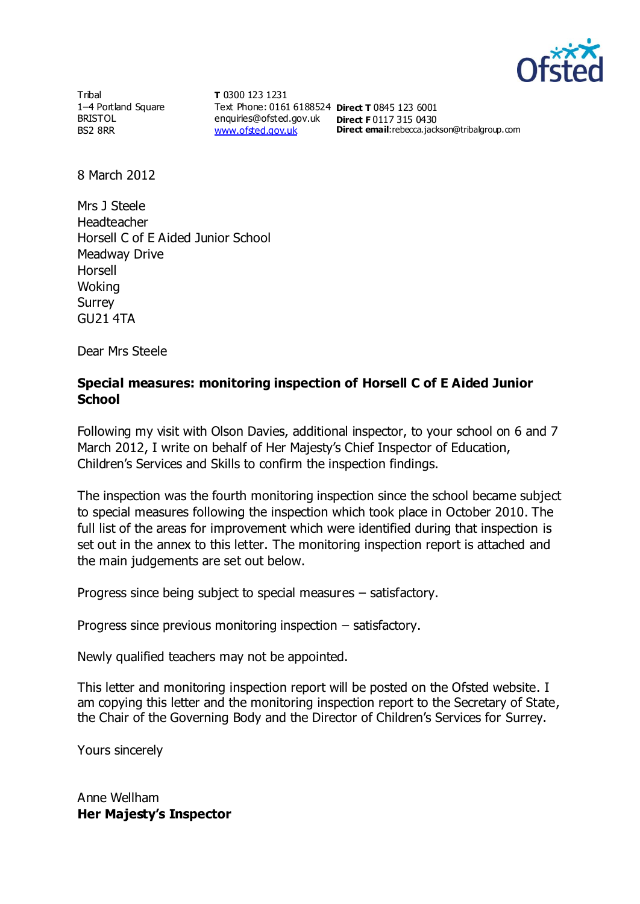Tribal
1–4 Portland Square
BRISTOL
BS2 8RR

**T** 0300 123 1231
Text Phone: 0161 6188524
enquiries@ofsted.gov.uk
www.ofsted.gov.uk

**Direct T** 0845 123 6001
**Direct F** 0117 315 0430
**Direct email**:rebecca.jackson@tribalgroup.com

8 March 2012

Mrs J Steele
Headteacher
Horsell C of E Aided Junior School
Meadway Drive
Horsell
Woking
Surrey
GU21 4TA

Dear Mrs Steele

**Special measures: monitoring inspection of Horsell C of E Aided Junior School**

Following my visit with Olson Davies, additional inspector, to your school on 6 and 7 March 2012, I write on behalf of Her Majesty's Chief Inspector of Education, Children's Services and Skills to confirm the inspection findings.

The inspection was the fourth monitoring inspection since the school became subject to special measures following the inspection which took place in October 2010. The full list of the areas for improvement which were identified during that inspection is set out in the annex to this letter. The monitoring inspection report is attached and the main judgements are set out below.

Progress since being subject to special measures – satisfactory.

Progress since previous monitoring inspection – satisfactory.

Newly qualified teachers may not be appointed.

This letter and monitoring inspection report will be posted on the Ofsted website. I am copying this letter and the monitoring inspection report to the Secretary of State, the Chair of the Governing Body and the Director of Children's Services for Surrey.

Yours sincerely

Anne Wellham
**Her Majesty's Inspector**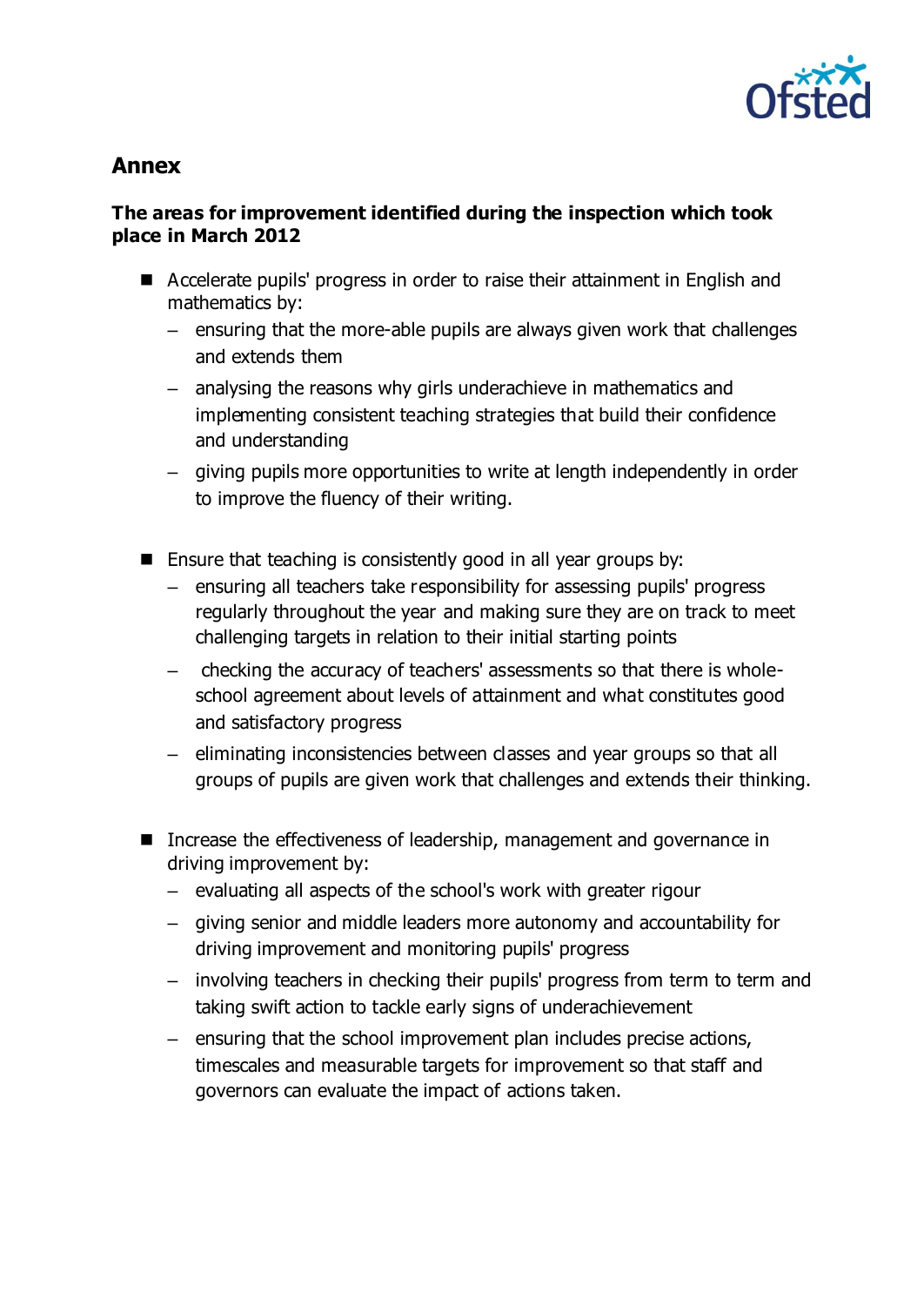## Annex

### The areas for improvement identified during the inspection which took place in March 2012

- Accelerate pupils' progress in order to raise their attainment in English and mathematics by:
  - ensuring that the more-able pupils are always given work that challenges and extends them
  - analysing the reasons why girls underachieve in mathematics and implementing consistent teaching strategies that build their confidence and understanding
  - giving pupils more opportunities to write at length independently in order to improve the fluency of their writing.

- Ensure that teaching is consistently good in all year groups by:
  - ensuring all teachers take responsibility for assessing pupils' progress regularly throughout the year and making sure they are on track to meet challenging targets in relation to their initial starting points
  - checking the accuracy of teachers' assessments so that there is whole-school agreement about levels of attainment and what constitutes good and satisfactory progress
  - eliminating inconsistencies between classes and year groups so that all groups of pupils are given work that challenges and extends their thinking.

- Increase the effectiveness of leadership, management and governance in driving improvement by:
  - evaluating all aspects of the school's work with greater rigour
  - giving senior and middle leaders more autonomy and accountability for driving improvement and monitoring pupils' progress
  - involving teachers in checking their pupils' progress from term to term and taking swift action to tackle early signs of underachievement
  - ensuring that the school improvement plan includes precise actions, timescales and measurable targets for improvement so that staff and governors can evaluate the impact of actions taken.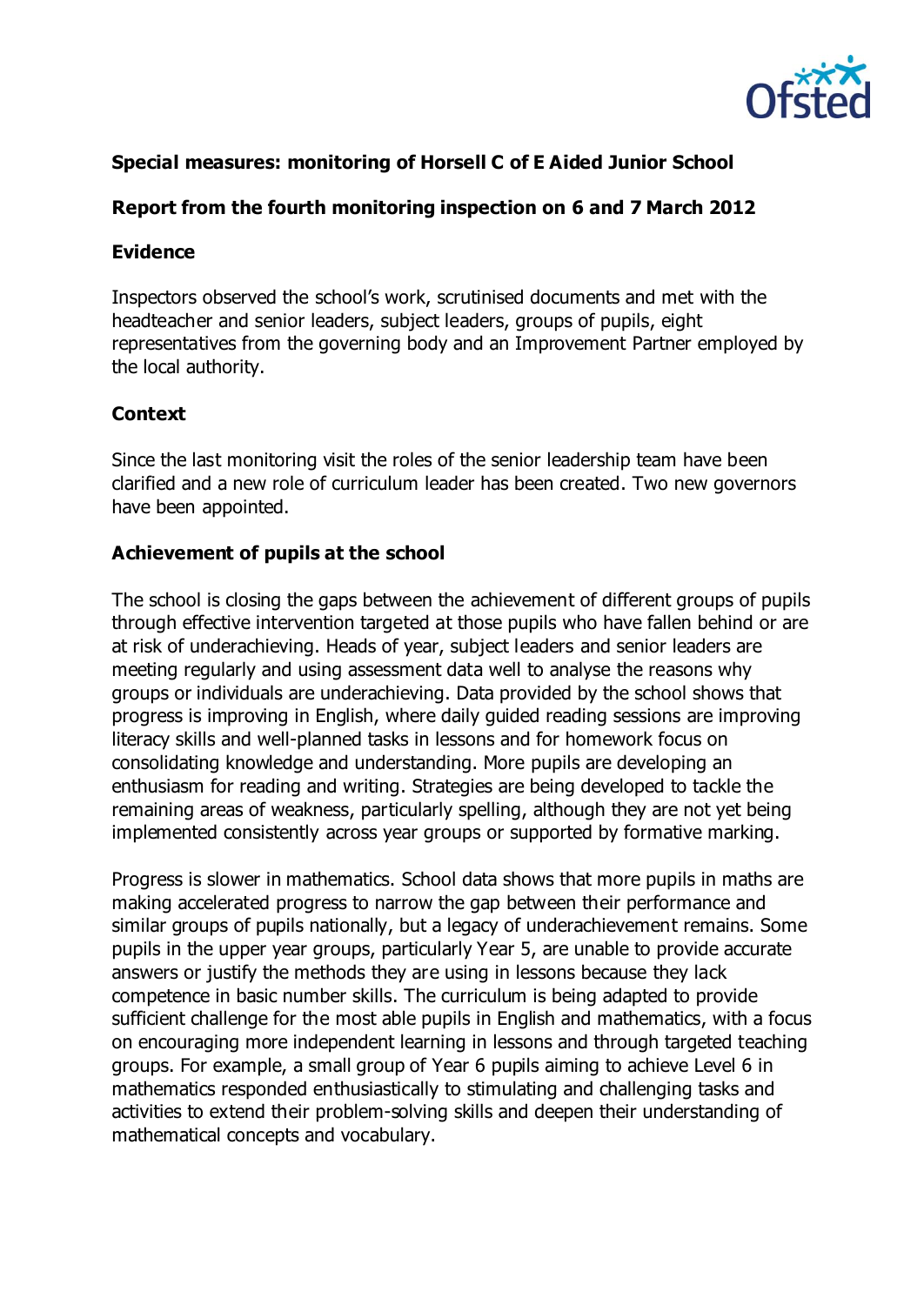## Special measures: monitoring of Horsell C of E Aided Junior School

### Report from the fourth monitoring inspection on 6 and 7 March 2012

### Evidence

Inspectors observed the school's work, scrutinised documents and met with the headteacher and senior leaders, subject leaders, groups of pupils, eight representatives from the governing body and an Improvement Partner employed by the local authority.

### Context

Since the last monitoring visit the roles of the senior leadership team have been clarified and a new role of curriculum leader has been created. Two new governors have been appointed.

### Achievement of pupils at the school

The school is closing the gaps between the achievement of different groups of pupils through effective intervention targeted at those pupils who have fallen behind or are at risk of underachieving. Heads of year, subject leaders and senior leaders are meeting regularly and using assessment data well to analyse the reasons why groups or individuals are underachieving. Data provided by the school shows that progress is improving in English, where daily guided reading sessions are improving literacy skills and well-planned tasks in lessons and for homework focus on consolidating knowledge and understanding. More pupils are developing an enthusiasm for reading and writing. Strategies are being developed to tackle the remaining areas of weakness, particularly spelling, although they are not yet being implemented consistently across year groups or supported by formative marking.

Progress is slower in mathematics. School data shows that more pupils in maths are making accelerated progress to narrow the gap between their performance and similar groups of pupils nationally, but a legacy of underachievement remains. Some pupils in the upper year groups, particularly Year 5, are unable to provide accurate answers or justify the methods they are using in lessons because they lack competence in basic number skills. The curriculum is being adapted to provide sufficient challenge for the most able pupils in English and mathematics, with a focus on encouraging more independent learning in lessons and through targeted teaching groups. For example, a small group of Year 6 pupils aiming to achieve Level 6 in mathematics responded enthusiastically to stimulating and challenging tasks and activities to extend their problem-solving skills and deepen their understanding of mathematical concepts and vocabulary.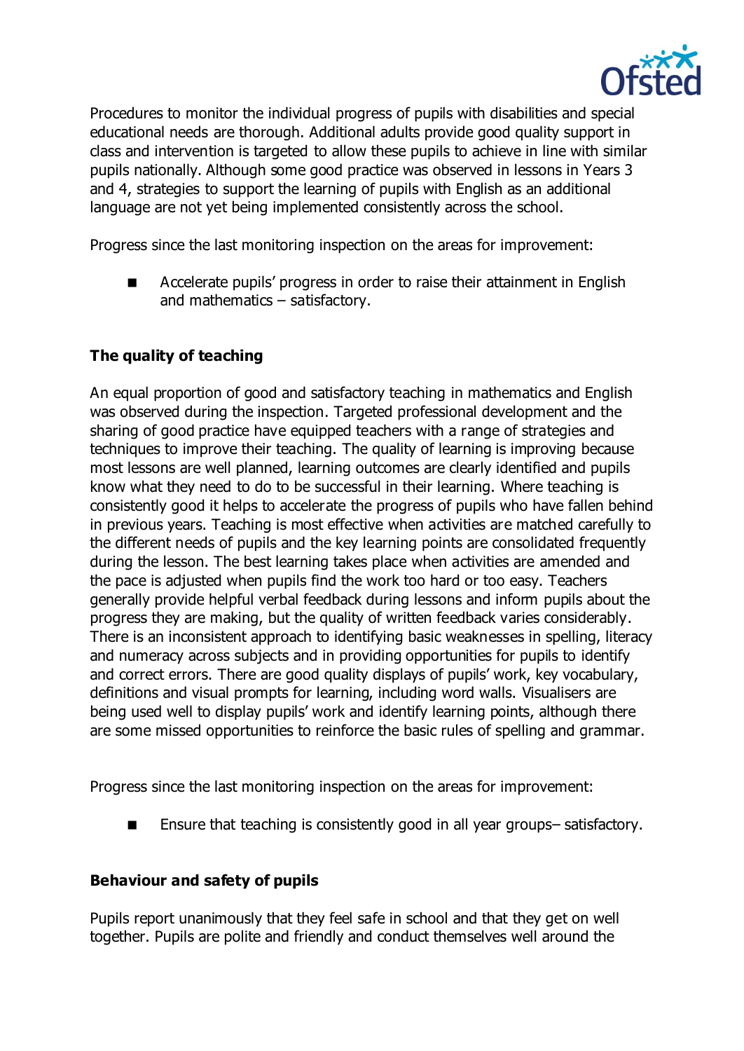Procedures to monitor the individual progress of pupils with disabilities and special educational needs are thorough. Additional adults provide good quality support in class and intervention is targeted to allow these pupils to achieve in line with similar pupils nationally. Although some good practice was observed in lessons in Years 3 and 4, strategies to support the learning of pupils with English as an additional language are not yet being implemented consistently across the school.

Progress since the last monitoring inspection on the areas for improvement:

- Accelerate pupils' progress in order to raise their attainment in English and mathematics – satisfactory.

**The quality of teaching**

An equal proportion of good and satisfactory teaching in mathematics and English was observed during the inspection. Targeted professional development and the sharing of good practice have equipped teachers with a range of strategies and techniques to improve their teaching. The quality of learning is improving because most lessons are well planned, learning outcomes are clearly identified and pupils know what they need to do to be successful in their learning. Where teaching is consistently good it helps to accelerate the progress of pupils who have fallen behind in previous years. Teaching is most effective when activities are matched carefully to the different needs of pupils and the key learning points are consolidated frequently during the lesson. The best learning takes place when activities are amended and the pace is adjusted when pupils find the work too hard or too easy. Teachers generally provide helpful verbal feedback during lessons and inform pupils about the progress they are making, but the quality of written feedback varies considerably. There is an inconsistent approach to identifying basic weaknesses in spelling, literacy and numeracy across subjects and in providing opportunities for pupils to identify and correct errors. There are good quality displays of pupils' work, key vocabulary, definitions and visual prompts for learning, including word walls. Visualisers are being used well to display pupils' work and identify learning points, although there are some missed opportunities to reinforce the basic rules of spelling and grammar.

Progress since the last monitoring inspection on the areas for improvement:

- Ensure that teaching is consistently good in all year groups– satisfactory.

**Behaviour and safety of pupils**

Pupils report unanimously that they feel safe in school and that they get on well together. Pupils are polite and friendly and conduct themselves well around the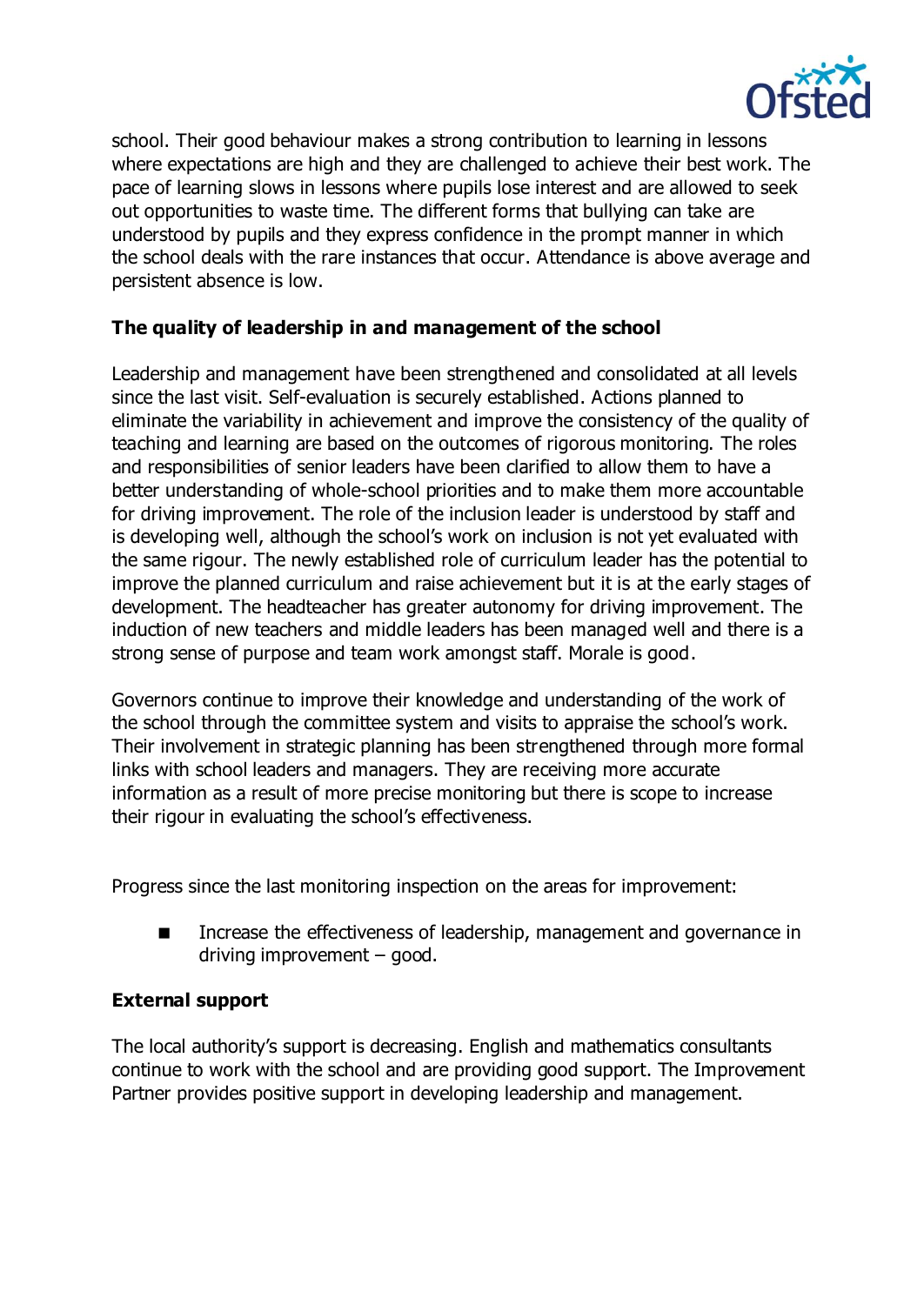school. Their good behaviour makes a strong contribution to learning in lessons where expectations are high and they are challenged to achieve their best work. The pace of learning slows in lessons where pupils lose interest and are allowed to seek out opportunities to waste time. The different forms that bullying can take are understood by pupils and they express confidence in the prompt manner in which the school deals with the rare instances that occur. Attendance is above average and persistent absence is low.

### The quality of leadership in and management of the school

Leadership and management have been strengthened and consolidated at all levels since the last visit. Self-evaluation is securely established. Actions planned to eliminate the variability in achievement and improve the consistency of the quality of teaching and learning are based on the outcomes of rigorous monitoring. The roles and responsibilities of senior leaders have been clarified to allow them to have a better understanding of whole-school priorities and to make them more accountable for driving improvement. The role of the inclusion leader is understood by staff and is developing well, although the school's work on inclusion is not yet evaluated with the same rigour. The newly established role of curriculum leader has the potential to improve the planned curriculum and raise achievement but it is at the early stages of development. The headteacher has greater autonomy for driving improvement. The induction of new teachers and middle leaders has been managed well and there is a strong sense of purpose and team work amongst staff. Morale is good.

Governors continue to improve their knowledge and understanding of the work of the school through the committee system and visits to appraise the school's work. Their involvement in strategic planning has been strengthened through more formal links with school leaders and managers. They are receiving more accurate information as a result of more precise monitoring but there is scope to increase their rigour in evaluating the school's effectiveness.

Progress since the last monitoring inspection on the areas for improvement:

- Increase the effectiveness of leadership, management and governance in driving improvement – good.

### External support

The local authority's support is decreasing. English and mathematics consultants continue to work with the school and are providing good support. The Improvement Partner provides positive support in developing leadership and management.